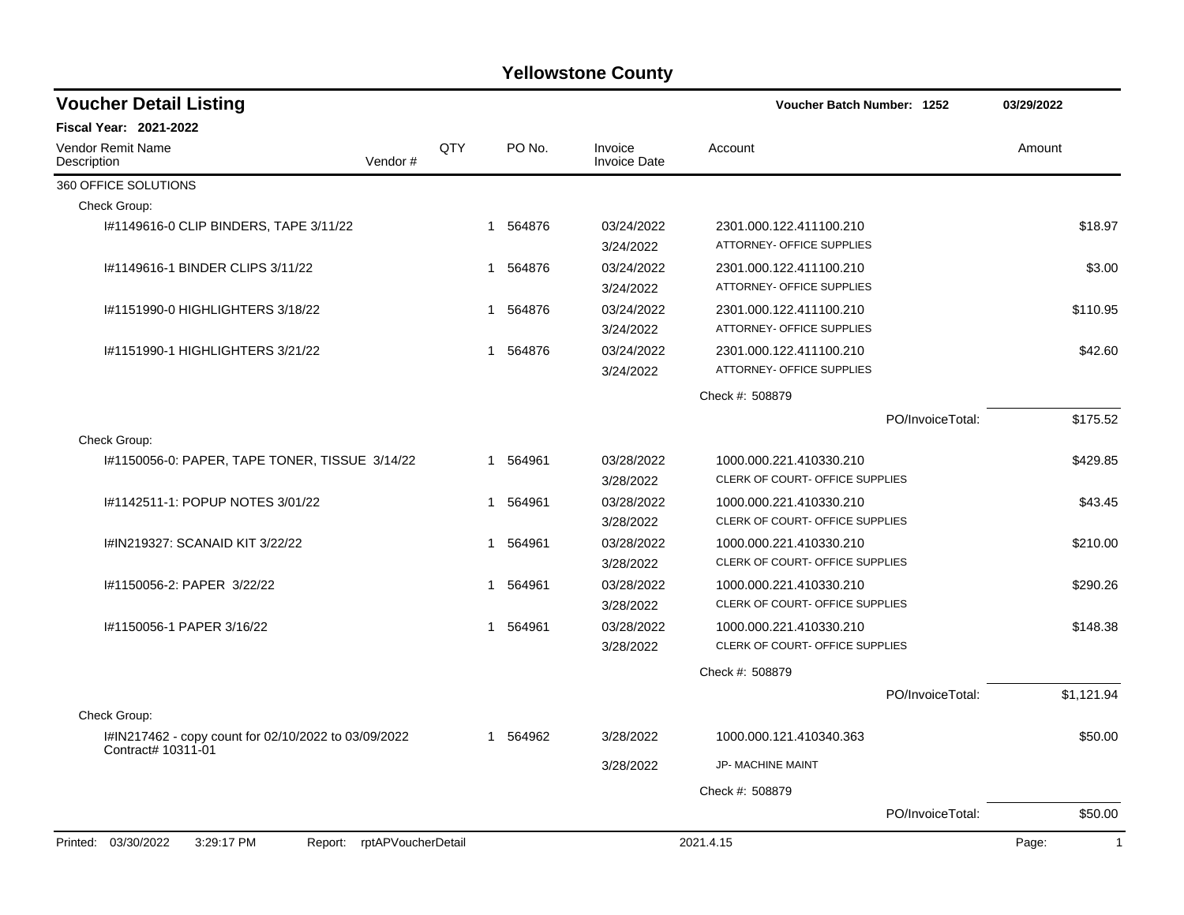# Yellowstone County

## Voucher Detail Listing

Voucher Batch Number: 1252 | 03/29/2022

**Fiscal Year: 2021-2022**

| Vendor Remit Name / Description | Vendor # | QTY | PO No. | Invoice / Invoice Date | Account | Amount |
|---|---|---|---|---|---|---|
| **360 OFFICE SOLUTIONS** | | | | | | |
| Check Group: | | | | | | |
| I#1149616-0 CLIP BINDERS, TAPE 3/11/22 | | 1 | 564876 | 03/24/2022 / 3/24/2022 | 2301.000.122.411100.210 ATTORNEY- OFFICE SUPPLIES | $18.97 |
| I#1149616-1 BINDER CLIPS 3/11/22 | | 1 | 564876 | 03/24/2022 / 3/24/2022 | 2301.000.122.411100.210 ATTORNEY- OFFICE SUPPLIES | $3.00 |
| I#1151990-0 HIGHLIGHTERS 3/18/22 | | 1 | 564876 | 03/24/2022 / 3/24/2022 | 2301.000.122.411100.210 ATTORNEY- OFFICE SUPPLIES | $110.95 |
| I#1151990-1 HIGHLIGHTERS 3/21/22 | | 1 | 564876 | 03/24/2022 / 3/24/2022 | 2301.000.122.411100.210 ATTORNEY- OFFICE SUPPLIES | $42.60 |
| | | | | | Check #: 508879 | |
| | | | | | PO/InvoiceTotal: | $175.52 |
| Check Group: | | | | | | |
| I#1150056-0: PAPER, TAPE TONER, TISSUE 3/14/22 | | 1 | 564961 | 03/28/2022 / 3/28/2022 | 1000.000.221.410330.210 CLERK OF COURT- OFFICE SUPPLIES | $429.85 |
| I#1142511-1: POPUP NOTES 3/01/22 | | 1 | 564961 | 03/28/2022 / 3/28/2022 | 1000.000.221.410330.210 CLERK OF COURT- OFFICE SUPPLIES | $43.45 |
| I#IN219327: SCANAID KIT 3/22/22 | | 1 | 564961 | 03/28/2022 / 3/28/2022 | 1000.000.221.410330.210 CLERK OF COURT- OFFICE SUPPLIES | $210.00 |
| I#1150056-2: PAPER 3/22/22 | | 1 | 564961 | 03/28/2022 / 3/28/2022 | 1000.000.221.410330.210 CLERK OF COURT- OFFICE SUPPLIES | $290.26 |
| I#1150056-1 PAPER 3/16/22 | | 1 | 564961 | 03/28/2022 / 3/28/2022 | 1000.000.221.410330.210 CLERK OF COURT- OFFICE SUPPLIES | $148.38 |
| | | | | | Check #: 508879 | |
| | | | | | PO/InvoiceTotal: | $1,121.94 |
| Check Group: | | | | | | |
| I#IN217462 - copy count for 02/10/2022 to 03/09/2022 Contract# 10311-01 | | 1 | 564962 | 3/28/2022 / 3/28/2022 | 1000.000.121.410340.363 JP- MACHINE MAINT | $50.00 |
| | | | | | Check #: 508879 | |
| | | | | | PO/InvoiceTotal: | $50.00 |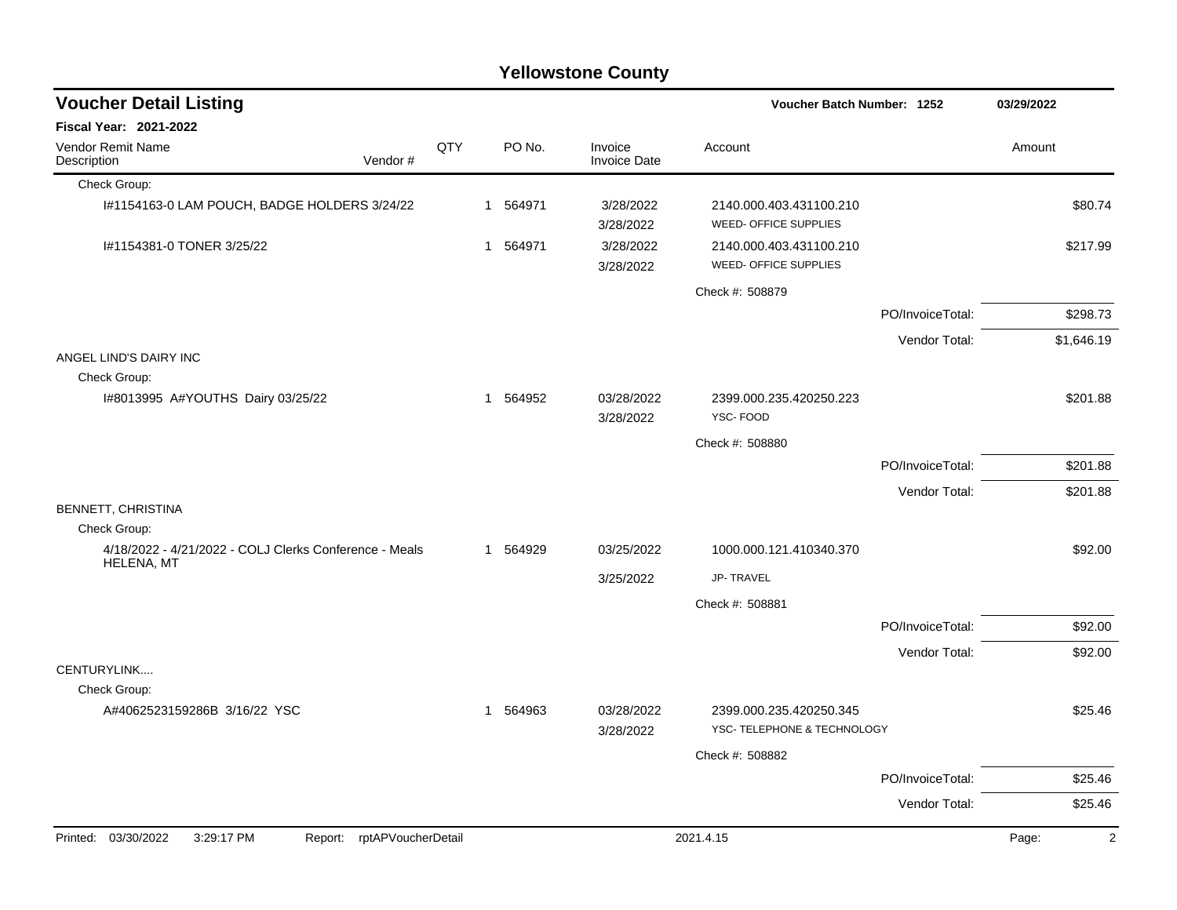# Yellowstone County

## Voucher Detail Listing

**Voucher Batch Number: 1252** | **03/29/2022**

**Fiscal Year: 2021-2022**

| Vendor Remit Name / Description | Vendor # | QTY | PO No. | Invoice / Invoice Date | Account | Amount |
|---|---|---|---|---|---|---|
| Check Group: | | | | | | |
| I#1154163-0 LAM POUCH, BADGE HOLDERS 3/24/22 | | 1 | 564971 | 3/28/2022<br>3/28/2022 | 2140.000.403.431100.210<br>WEED- OFFICE SUPPLIES | $80.74 |
| I#1154381-0 TONER 3/25/22 | | 1 | 564971 | 3/28/2022<br>3/28/2022 | 2140.000.403.431100.210<br>WEED- OFFICE SUPPLIES | $217.99 |
| | | | | | Check #: 508879 | |
| | | | | | PO/InvoiceTotal: | $298.73 |
| | | | | | Vendor Total: | $1,646.19 |
| ANGEL LIND'S DAIRY INC | | | | | | |
| Check Group: | | | | | | |
| I#8013995 A#YOUTHS Dairy 03/25/22 | | 1 | 564952 | 03/28/2022<br>3/28/2022 | 2399.000.235.420250.223<br>YSC- FOOD | $201.88 |
| | | | | | Check #: 508880 | |
| | | | | | PO/InvoiceTotal: | $201.88 |
| | | | | | Vendor Total: | $201.88 |
| BENNETT, CHRISTINA | | | | | | |
| Check Group: | | | | | | |
| 4/18/2022 - 4/21/2022 - COLJ Clerks Conference - Meals HELENA, MT | | 1 | 564929 | 03/25/2022<br>3/25/2022 | 1000.000.121.410340.370<br>JP- TRAVEL | $92.00 |
| | | | | | Check #: 508881 | |
| | | | | | PO/InvoiceTotal: | $92.00 |
| | | | | | Vendor Total: | $92.00 |
| CENTURYLINK.... | | | | | | |
| Check Group: | | | | | | |
| A#4062523159286B 3/16/22 YSC | | 1 | 564963 | 03/28/2022<br>3/28/2022 | 2399.000.235.420250.345<br>YSC- TELEPHONE & TECHNOLOGY | $25.46 |
| | | | | | Check #: 508882 | |
| | | | | | PO/InvoiceTotal: | $25.46 |
| | | | | | Vendor Total: | $25.46 |

Printed: 03/30/2022 3:29:17 PM Report: rptAPVoucherDetail 2021.4.15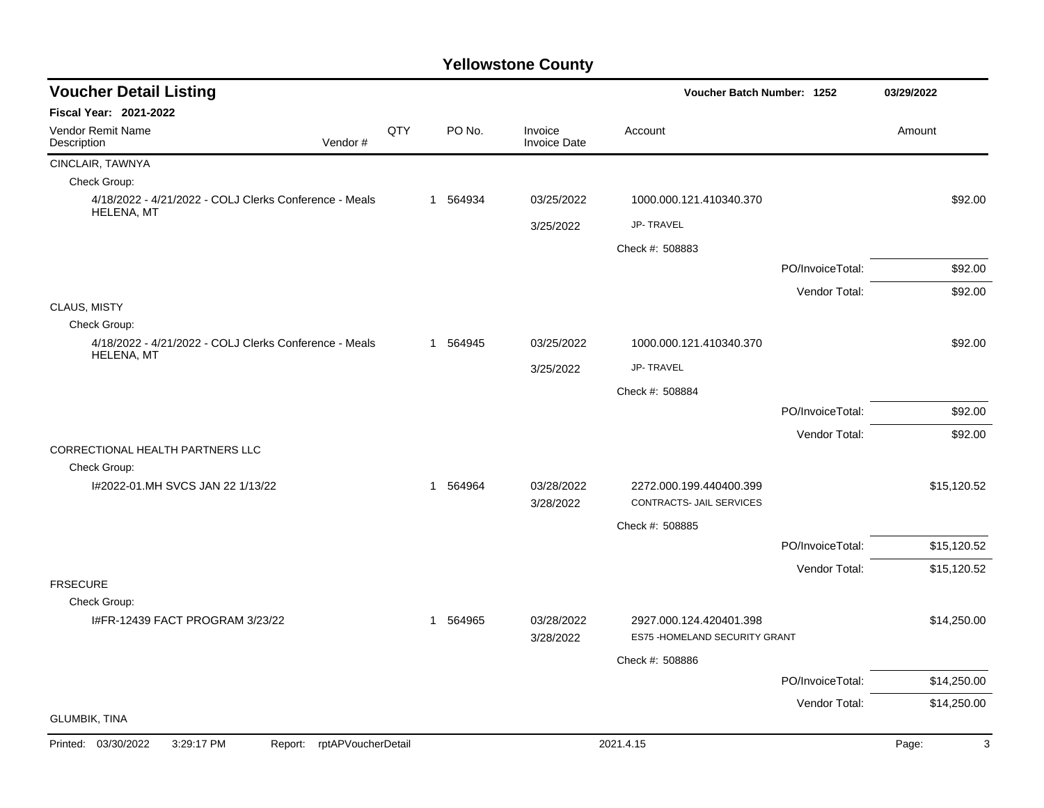# Yellowstone County

## Voucher Detail Listing

**Voucher Batch Number: 1252** | **03/29/2022**

**Fiscal Year: 2021-2022**

| Vendor Remit Name / Description | Vendor # | QTY | PO No. | Invoice / Invoice Date | Account | | Amount |
|---|---|---|---|---|---|---|---|
| CINCLAIR, TAWNYA | | | | | | | |
| Check Group: | | | | | | | |
| 4/18/2022 - 4/21/2022 - COLJ Clerks Conference - Meals HELENA, MT | | 1 | 564934 | 03/25/2022 | 1000.000.121.410340.370 | | $92.00 |
| | | | | 3/25/2022 | JP- TRAVEL | | |
| | | | | | Check #: 508883 | | |
| | | | | | | PO/InvoiceTotal: | $92.00 |
| | | | | | | Vendor Total: | $92.00 |
| CLAUS, MISTY | | | | | | | |
| Check Group: | | | | | | | |
| 4/18/2022 - 4/21/2022 - COLJ Clerks Conference - Meals HELENA, MT | | 1 | 564945 | 03/25/2022 | 1000.000.121.410340.370 | | $92.00 |
| | | | | 3/25/2022 | JP- TRAVEL | | |
| | | | | | Check #: 508884 | | |
| | | | | | | PO/InvoiceTotal: | $92.00 |
| | | | | | | Vendor Total: | $92.00 |
| CORRECTIONAL HEALTH PARTNERS LLC | | | | | | | |
| Check Group: | | | | | | | |
| I#2022-01.MH SVCS JAN 22 1/13/22 | | 1 | 564964 | 03/28/2022 | 2272.000.199.440400.399 | | $15,120.52 |
| | | | | 3/28/2022 | CONTRACTS- JAIL SERVICES | | |
| | | | | | Check #: 508885 | | |
| | | | | | | PO/InvoiceTotal: | $15,120.52 |
| | | | | | | Vendor Total: | $15,120.52 |
| FRSECURE | | | | | | | |
| Check Group: | | | | | | | |
| I#FR-12439 FACT PROGRAM 3/23/22 | | 1 | 564965 | 03/28/2022 | 2927.000.124.420401.398 | | $14,250.00 |
| | | | | 3/28/2022 | ES75 -HOMELAND SECURITY GRANT | | |
| | | | | | Check #: 508886 | | |
| | | | | | | PO/InvoiceTotal: | $14,250.00 |
| | | | | | | Vendor Total: | $14,250.00 |
| GLUMBIK, TINA | | | | | | | |

Printed: 03/30/2022 3:29:17 PM Report: rptAPVoucherDetail 2021.4.15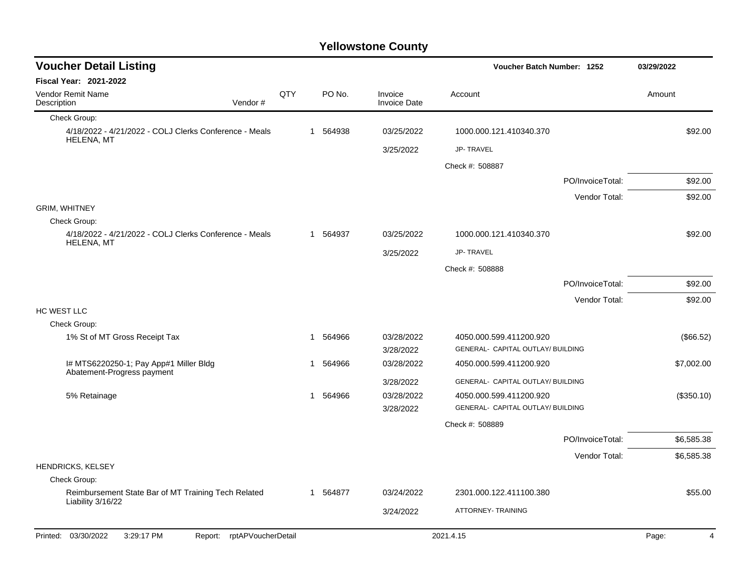# Yellowstone County

## Voucher Detail Listing

**Voucher Batch Number: 1252** — 03/29/2022

**Fiscal Year: 2021-2022**

| Vendor Remit Name / Description | Vendor # | QTY | PO No. | Invoice / Invoice Date | Account | Amount |
|---|---|---|---|---|---|---|
| Check Group: | | | | | | |
| 4/18/2022 - 4/21/2022 - COLJ Clerks Conference - Meals HELENA, MT | | 1 | 564938 | 03/25/2022 | 1000.000.121.410340.370 | $92.00 |
| | | | | 3/25/2022 | JP- TRAVEL | |
| | | | | | Check #: 508887 | |
| | | | | | PO/InvoiceTotal: | $92.00 |
| | | | | | Vendor Total: | $92.00 |
| GRIM, WHITNEY | | | | | | |
| Check Group: | | | | | | |
| 4/18/2022 - 4/21/2022 - COLJ Clerks Conference - Meals HELENA, MT | | 1 | 564937 | 03/25/2022 | 1000.000.121.410340.370 | $92.00 |
| | | | | 3/25/2022 | JP- TRAVEL | |
| | | | | | Check #: 508888 | |
| | | | | | PO/InvoiceTotal: | $92.00 |
| | | | | | Vendor Total: | $92.00 |
| HC WEST LLC | | | | | | |
| Check Group: | | | | | | |
| 1% St of MT Gross Receipt Tax | | 1 | 564966 | 03/28/2022 | 4050.000.599.411200.920 | ($66.52) |
| | | | | 3/28/2022 | GENERAL- CAPITAL OUTLAY/ BUILDING | |
| I# MTS6220250-1; Pay App#1 Miller Bldg Abatement-Progress payment | | 1 | 564966 | 03/28/2022 | 4050.000.599.411200.920 | $7,002.00 |
| | | | | 3/28/2022 | GENERAL- CAPITAL OUTLAY/ BUILDING | |
| 5% Retainage | | 1 | 564966 | 03/28/2022 | 4050.000.599.411200.920 | ($350.10) |
| | | | | 3/28/2022 | GENERAL- CAPITAL OUTLAY/ BUILDING | |
| | | | | | Check #: 508889 | |
| | | | | | PO/InvoiceTotal: | $6,585.38 |
| | | | | | Vendor Total: | $6,585.38 |
| HENDRICKS, KELSEY | | | | | | |
| Check Group: | | | | | | |
| Reimbursement State Bar of MT Training Tech Related Liability 3/16/22 | | 1 | 564877 | 03/24/2022 | 2301.000.122.411100.380 | $55.00 |
| | | | | 3/24/2022 | ATTORNEY- TRAINING | |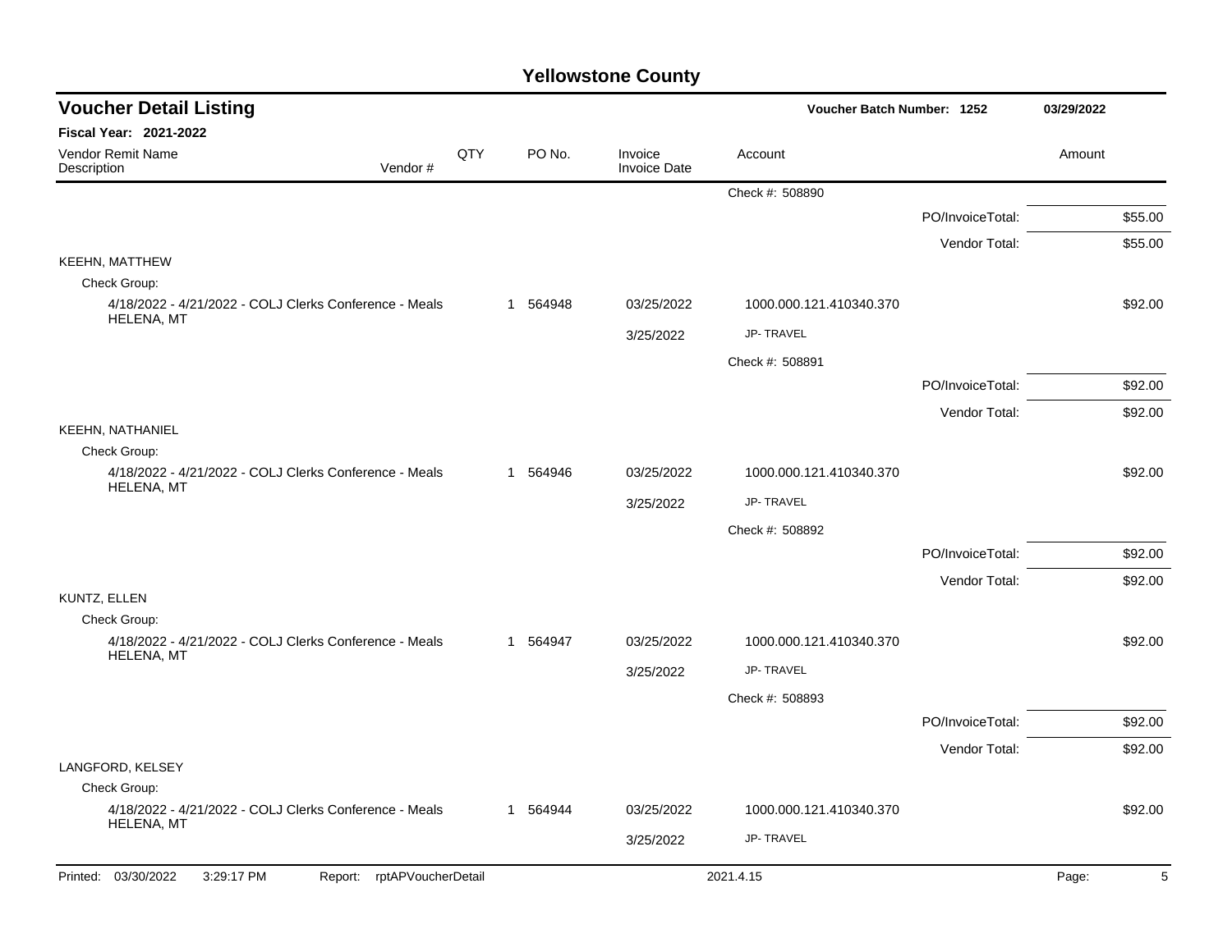## Yellowstone County

### Voucher Detail Listing

**Voucher Batch Number: 1252** — 03/29/2022

**Fiscal Year: 2021-2022**

| Vendor Remit Name / Description | Vendor # | QTY | PO No. | Invoice / Invoice Date | Account | | Amount |
|---|---|---|---|---|---|---|---|
| | | | | | Check #: 508890 | | |
| | | | | | | PO/InvoiceTotal: | $55.00 |
| | | | | | | Vendor Total: | $55.00 |
| KEEHN, MATTHEW | | | | | | | |
| Check Group: | | | | | | | |
| 4/18/2022 - 4/21/2022 - COLJ Clerks Conference - Meals HELENA, MT | | 1 | 564948 | 03/25/2022 | 1000.000.121.410340.370 | | $92.00 |
| | | | | 3/25/2022 | JP- TRAVEL | | |
| | | | | | Check #: 508891 | | |
| | | | | | | PO/InvoiceTotal: | $92.00 |
| | | | | | | Vendor Total: | $92.00 |
| KEEHN, NATHANIEL | | | | | | | |
| Check Group: | | | | | | | |
| 4/18/2022 - 4/21/2022 - COLJ Clerks Conference - Meals HELENA, MT | | 1 | 564946 | 03/25/2022 | 1000.000.121.410340.370 | | $92.00 |
| | | | | 3/25/2022 | JP- TRAVEL | | |
| | | | | | Check #: 508892 | | |
| | | | | | | PO/InvoiceTotal: | $92.00 |
| | | | | | | Vendor Total: | $92.00 |
| KUNTZ, ELLEN | | | | | | | |
| Check Group: | | | | | | | |
| 4/18/2022 - 4/21/2022 - COLJ Clerks Conference - Meals HELENA, MT | | 1 | 564947 | 03/25/2022 | 1000.000.121.410340.370 | | $92.00 |
| | | | | 3/25/2022 | JP- TRAVEL | | |
| | | | | | Check #: 508893 | | |
| | | | | | | PO/InvoiceTotal: | $92.00 |
| | | | | | | Vendor Total: | $92.00 |
| LANGFORD, KELSEY | | | | | | | |
| Check Group: | | | | | | | |
| 4/18/2022 - 4/21/2022 - COLJ Clerks Conference - Meals HELENA, MT | | 1 | 564944 | 03/25/2022 | 1000.000.121.410340.370 | | $92.00 |
| | | | | 3/25/2022 | JP- TRAVEL | | |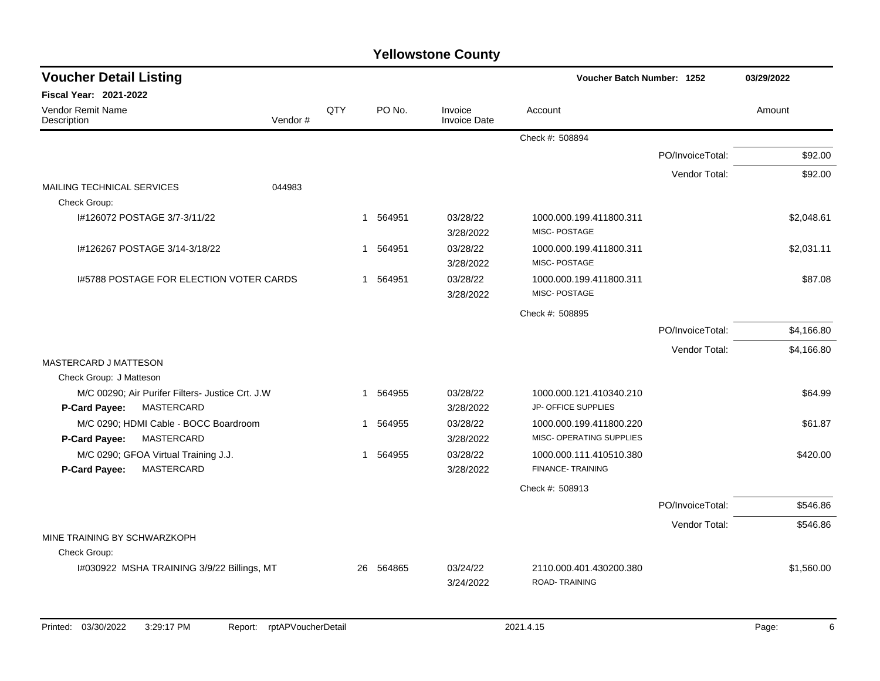# Yellowstone County

## Voucher Detail Listing

**Voucher Batch Number: 1252** — 03/29/2022

**Fiscal Year: 2021-2022**

| Vendor Remit Name / Description | Vendor # | QTY | PO No. | Invoice / Invoice Date | Account | | Amount |
|---|---|---|---|---|---|---|---|
| | | | | | Check #: 508894 | | |
| | | | | | | PO/InvoiceTotal: | $92.00 |
| | | | | | | Vendor Total: | $92.00 |
| MAILING TECHNICAL SERVICES | 044983 | | | | | | |
| Check Group: | | | | | | | |
| I#126072 POSTAGE 3/7-3/11/22 | | 1 | 564951 | 03/28/22 3/28/2022 | 1000.000.199.411800.311 MISC- POSTAGE | | $2,048.61 |
| I#126267 POSTAGE 3/14-3/18/22 | | 1 | 564951 | 03/28/22 3/28/2022 | 1000.000.199.411800.311 MISC- POSTAGE | | $2,031.11 |
| I#5788 POSTAGE FOR ELECTION VOTER CARDS | | 1 | 564951 | 03/28/22 3/28/2022 | 1000.000.199.411800.311 MISC- POSTAGE | | $87.08 |
| | | | | | Check #: 508895 | | |
| | | | | | | PO/InvoiceTotal: | $4,166.80 |
| | | | | | | Vendor Total: | $4,166.80 |
| MASTERCARD J MATTESON | | | | | | | |
| Check Group: J Matteson | | | | | | | |
| M/C 00290; Air Purifer Filters- Justice Crt. J.W **P-Card Payee:** MASTERCARD | | 1 | 564955 | 03/28/22 3/28/2022 | 1000.000.121.410340.210 JP- OFFICE SUPPLIES | | $64.99 |
| M/C 0290; HDMI Cable - BOCC Boardroom **P-Card Payee:** MASTERCARD | | 1 | 564955 | 03/28/22 3/28/2022 | 1000.000.199.411800.220 MISC- OPERATING SUPPLIES | | $61.87 |
| M/C 0290; GFOA Virtual Training J.J. **P-Card Payee:** MASTERCARD | | 1 | 564955 | 03/28/22 3/28/2022 | 1000.000.111.410510.380 FINANCE- TRAINING | | $420.00 |
| | | | | | Check #: 508913 | | |
| | | | | | | PO/InvoiceTotal: | $546.86 |
| | | | | | | Vendor Total: | $546.86 |
| MINE TRAINING BY SCHWARZKOPH | | | | | | | |
| Check Group: | | | | | | | |
| I#030922 MSHA TRAINING 3/9/22 Billings, MT | | 26 | 564865 | 03/24/22 3/24/2022 | 2110.000.401.430200.380 ROAD- TRAINING | | $1,560.00 |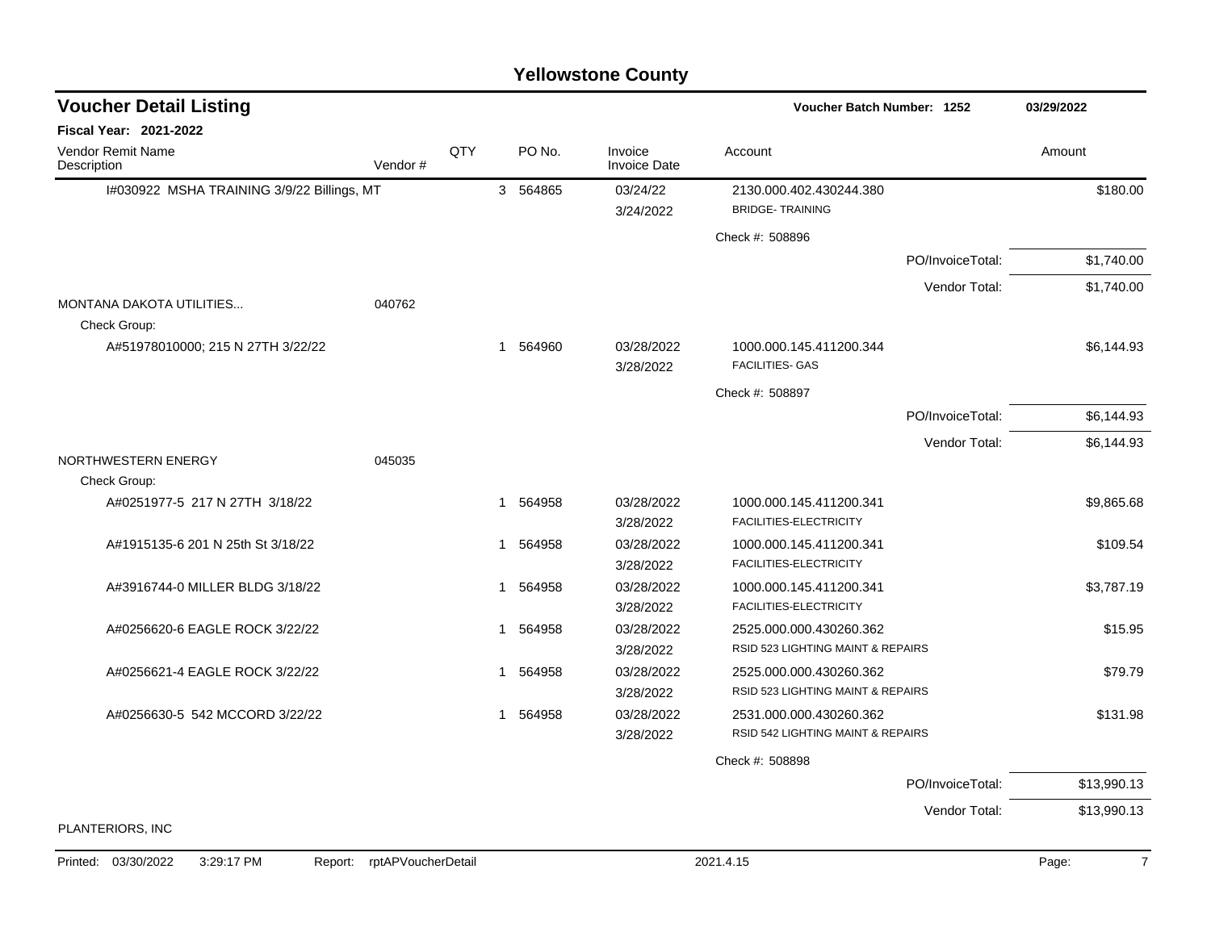# Yellowstone County

## Voucher Detail Listing

**Voucher Batch Number: 1252** — 03/29/2022

**Fiscal Year: 2021-2022**

| Vendor Remit Name / Description | Vendor # | QTY | PO No. | Invoice / Invoice Date | Account | Amount |
|---|---|---|---|---|---|---|
| I#030922 MSHA TRAINING 3/9/22 Billings, MT | | 3 | 564865 | 03/24/22<br>3/24/2022 | 2130.000.402.430244.380<br>BRIDGE- TRAINING | $180.00 |
| | | | | | Check #: 508896 | |
| | | | | | PO/InvoiceTotal: | $1,740.00 |
| | | | | | Vendor Total: | $1,740.00 |
| MONTANA DAKOTA UTILITIES... | 040762 | | | | | |
| Check Group: | | | | | | |
| A#51978010000; 215 N 27TH 3/22/22 | | 1 | 564960 | 03/28/2022<br>3/28/2022 | 1000.000.145.411200.344<br>FACILITIES- GAS | $6,144.93 |
| | | | | | Check #: 508897 | |
| | | | | | PO/InvoiceTotal: | $6,144.93 |
| | | | | | Vendor Total: | $6,144.93 |
| NORTHWESTERN ENERGY | 045035 | | | | | |
| Check Group: | | | | | | |
| A#0251977-5 217 N 27TH 3/18/22 | | 1 | 564958 | 03/28/2022<br>3/28/2022 | 1000.000.145.411200.341<br>FACILITIES-ELECTRICITY | $9,865.68 |
| A#1915135-6 201 N 25th St 3/18/22 | | 1 | 564958 | 03/28/2022<br>3/28/2022 | 1000.000.145.411200.341<br>FACILITIES-ELECTRICITY | $109.54 |
| A#3916744-0 MILLER BLDG 3/18/22 | | 1 | 564958 | 03/28/2022<br>3/28/2022 | 1000.000.145.411200.341<br>FACILITIES-ELECTRICITY | $3,787.19 |
| A#0256620-6 EAGLE ROCK 3/22/22 | | 1 | 564958 | 03/28/2022<br>3/28/2022 | 2525.000.000.430260.362<br>RSID 523 LIGHTING MAINT & REPAIRS | $15.95 |
| A#0256621-4 EAGLE ROCK 3/22/22 | | 1 | 564958 | 03/28/2022<br>3/28/2022 | 2525.000.000.430260.362<br>RSID 523 LIGHTING MAINT & REPAIRS | $79.79 |
| A#0256630-5 542 MCCORD 3/22/22 | | 1 | 564958 | 03/28/2022<br>3/28/2022 | 2531.000.000.430260.362<br>RSID 542 LIGHTING MAINT & REPAIRS | $131.98 |
| | | | | | Check #: 508898 | |
| | | | | | PO/InvoiceTotal: | $13,990.13 |
| | | | | | Vendor Total: | $13,990.13 |
| PLANTERIORS, INC | | | | | | |

Printed: 03/30/2022 3:29:17 PM Report: rptAPVoucherDetail 2021.4.15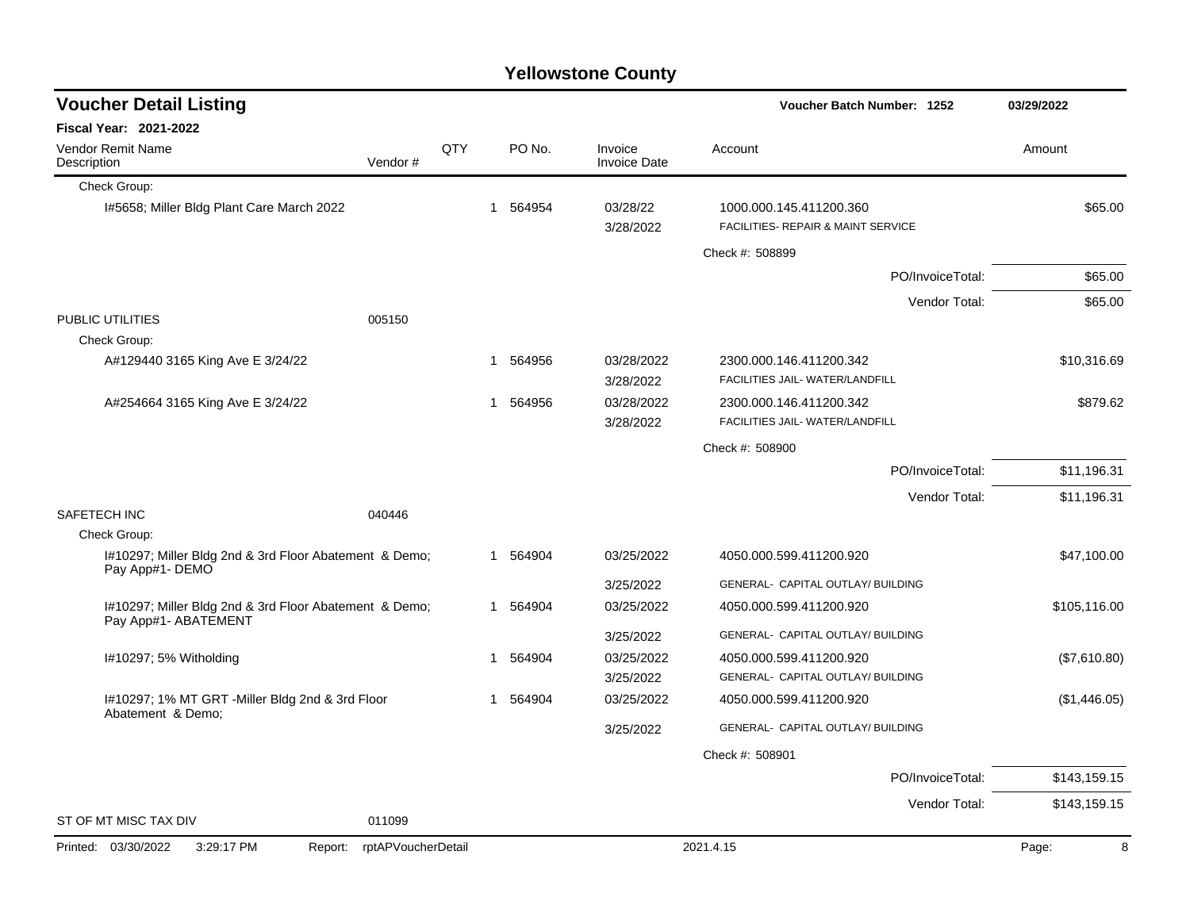# Yellowstone County

## Voucher Detail Listing

Voucher Batch Number: 1252 — 03/29/2022

**Fiscal Year: 2021-2022**

| Vendor Remit Name / Description | Vendor # | QTY | PO No. | Invoice / Invoice Date | Account | Amount |
|---|---|---|---|---|---|---|
| Check Group: | | | | | | |
| I#5658; Miller Bldg Plant Care March 2022 | | 1 | 564954 | 03/28/22 / 3/28/2022 | 1000.000.145.411200.360 FACILITIES- REPAIR & MAINT SERVICE | $65.00 |
| | | | | | Check #: 508899 | |
| | | | | | PO/InvoiceTotal: | $65.00 |
| | | | | | Vendor Total: | $65.00 |
| PUBLIC UTILITIES | 005150 | | | | | |
| Check Group: | | | | | | |
| A#129440 3165 King Ave E 3/24/22 | | 1 | 564956 | 03/28/2022 / 3/28/2022 | 2300.000.146.411200.342 FACILITIES JAIL- WATER/LANDFILL | $10,316.69 |
| A#254664 3165 King Ave E 3/24/22 | | 1 | 564956 | 03/28/2022 / 3/28/2022 | 2300.000.146.411200.342 FACILITIES JAIL- WATER/LANDFILL | $879.62 |
| | | | | | Check #: 508900 | |
| | | | | | PO/InvoiceTotal: | $11,196.31 |
| | | | | | Vendor Total: | $11,196.31 |
| SAFETECH INC | 040446 | | | | | |
| Check Group: | | | | | | |
| I#10297; Miller Bldg 2nd & 3rd Floor Abatement & Demo; Pay App#1- DEMO | | 1 | 564904 | 03/25/2022 / 3/25/2022 | 4050.000.599.411200.920 GENERAL- CAPITAL OUTLAY/ BUILDING | $47,100.00 |
| I#10297; Miller Bldg 2nd & 3rd Floor Abatement & Demo; Pay App#1- ABATEMENT | | 1 | 564904 | 03/25/2022 / 3/25/2022 | 4050.000.599.411200.920 GENERAL- CAPITAL OUTLAY/ BUILDING | $105,116.00 |
| I#10297; 5% Witholding | | 1 | 564904 | 03/25/2022 / 3/25/2022 | 4050.000.599.411200.920 GENERAL- CAPITAL OUTLAY/ BUILDING | ($7,610.80) |
| I#10297; 1% MT GRT -Miller Bldg 2nd & 3rd Floor Abatement & Demo; | | 1 | 564904 | 03/25/2022 / 3/25/2022 | 4050.000.599.411200.920 GENERAL- CAPITAL OUTLAY/ BUILDING | ($1,446.05) |
| | | | | | Check #: 508901 | |
| | | | | | PO/InvoiceTotal: | $143,159.15 |
| | | | | | Vendor Total: | $143,159.15 |
| ST OF MT MISC TAX DIV | 011099 | | | | | |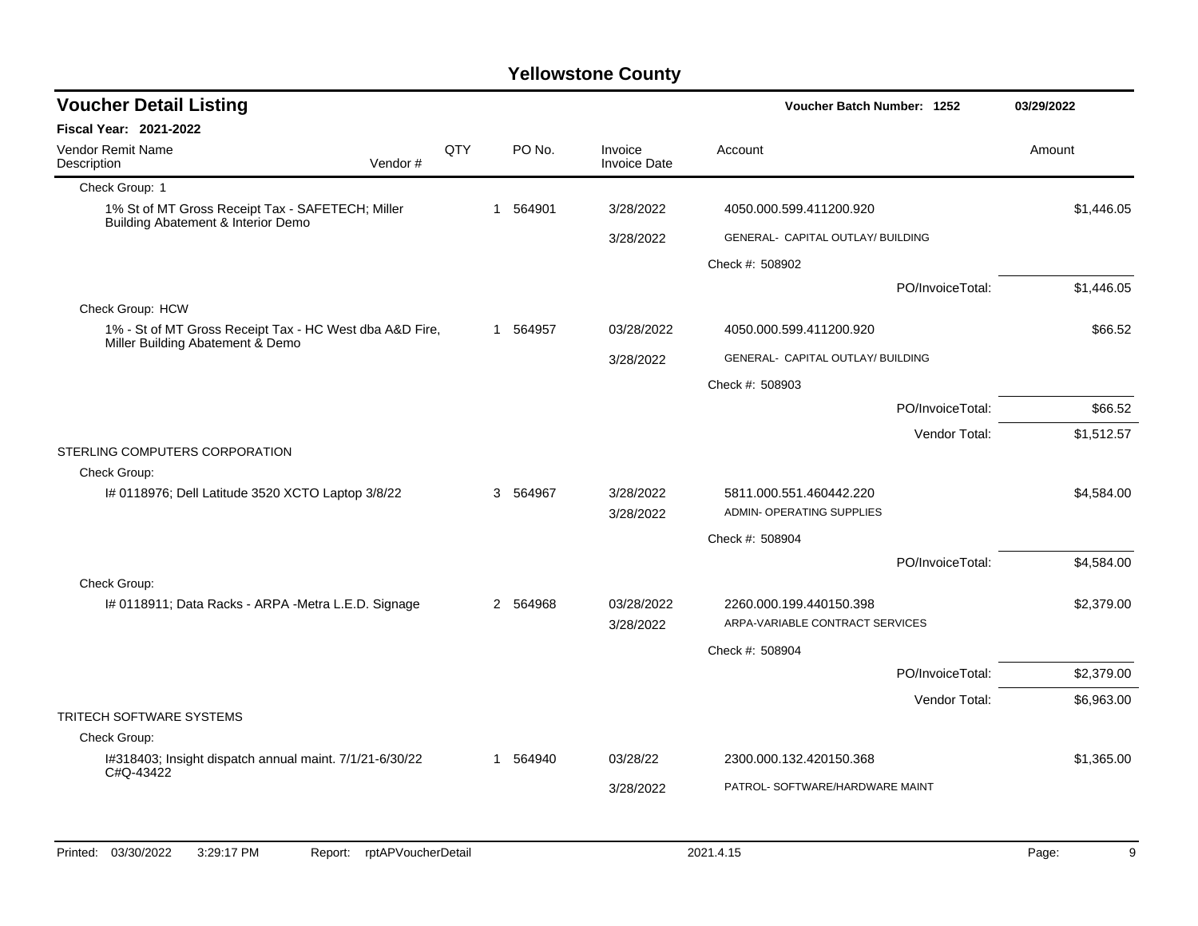# Yellowstone County

## Voucher Detail Listing

**Voucher Batch Number: 1252** 03/29/2022

**Fiscal Year: 2021-2022**

| Vendor Remit Name / Description | Vendor # | QTY | PO No. | Invoice / Invoice Date | Account | Amount |
|---|---|---|---|---|---|---|
| Check Group: 1 | | | | | | |
| 1% St of MT Gross Receipt Tax - SAFETECH; Miller Building Abatement & Interior Demo | | 1 | 564901 | 3/28/2022 | 4050.000.599.411200.920 | $1,446.05 |
| | | | | 3/28/2022 | GENERAL- CAPITAL OUTLAY/ BUILDING | |
| | | | | | Check #: 508902 | |
| | | | | | PO/InvoiceTotal: | $1,446.05 |
| Check Group: HCW | | | | | | |
| 1% - St of MT Gross Receipt Tax - HC West dba A&D Fire, Miller Building Abatement & Demo | | 1 | 564957 | 03/28/2022 | 4050.000.599.411200.920 | $66.52 |
| | | | | 3/28/2022 | GENERAL- CAPITAL OUTLAY/ BUILDING | |
| | | | | | Check #: 508903 | |
| | | | | | PO/InvoiceTotal: | $66.52 |
| | | | | | Vendor Total: | $1,512.57 |
| STERLING COMPUTERS CORPORATION | | | | | | |
| Check Group: | | | | | | |
| I# 0118976; Dell Latitude 3520 XCTO Laptop 3/8/22 | | 3 | 564967 | 3/28/2022 | 5811.000.551.460442.220 | $4,584.00 |
| | | | | 3/28/2022 | ADMIN- OPERATING SUPPLIES | |
| | | | | | Check #: 508904 | |
| | | | | | PO/InvoiceTotal: | $4,584.00 |
| Check Group: | | | | | | |
| I# 0118911; Data Racks - ARPA -Metra L.E.D. Signage | | 2 | 564968 | 03/28/2022 | 2260.000.199.440150.398 | $2,379.00 |
| | | | | 3/28/2022 | ARPA-VARIABLE CONTRACT SERVICES | |
| | | | | | Check #: 508904 | |
| | | | | | PO/InvoiceTotal: | $2,379.00 |
| | | | | | Vendor Total: | $6,963.00 |
| TRITECH SOFTWARE SYSTEMS | | | | | | |
| Check Group: | | | | | | |
| I#318403; Insight dispatch annual maint. 7/1/21-6/30/22 C#Q-43422 | | 1 | 564940 | 03/28/22 | 2300.000.132.420150.368 | $1,365.00 |
| | | | | 3/28/2022 | PATROL- SOFTWARE/HARDWARE MAINT | |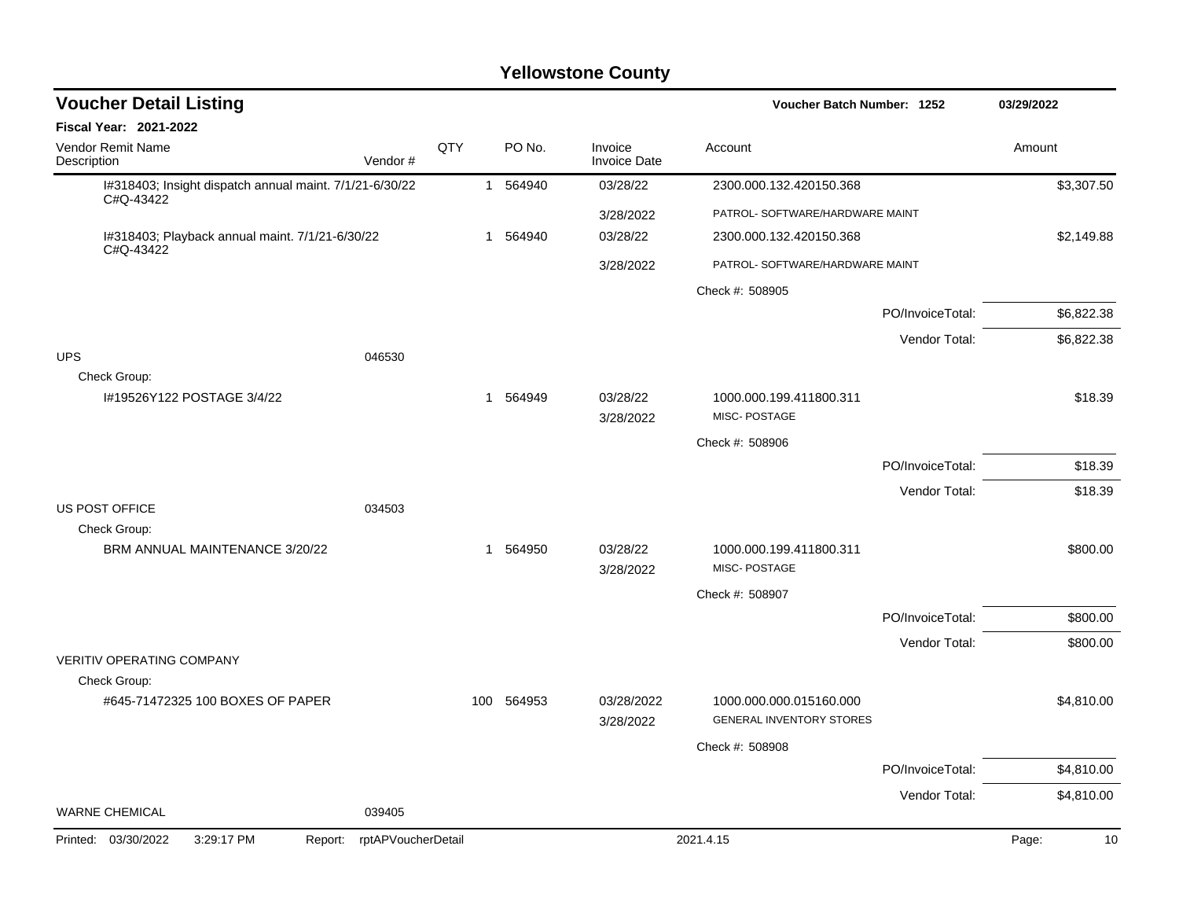# Yellowstone County

## Voucher Detail Listing

**Voucher Batch Number: 1252** | 03/29/2022

**Fiscal Year: 2021-2022**

| Vendor Remit Name / Description | Vendor # | QTY | PO No. | Invoice / Invoice Date | Account | Amount |
|---|---|---|---|---|---|---|
| I#318403; Insight dispatch annual maint. 7/1/21-6/30/22 C#Q-43422 | | 1 | 564940 | 03/28/22 | 2300.000.132.420150.368 | $3,307.50 |
| | | | | 3/28/2022 | PATROL- SOFTWARE/HARDWARE MAINT | |
| I#318403; Playback annual maint. 7/1/21-6/30/22 C#Q-43422 | | 1 | 564940 | 03/28/22 | 2300.000.132.420150.368 | $2,149.88 |
| | | | | 3/28/2022 | PATROL- SOFTWARE/HARDWARE MAINT | |
| | | | | | Check #: 508905 | |
| | | | | | PO/InvoiceTotal: | $6,822.38 |
| | | | | | Vendor Total: | $6,822.38 |
| UPS | 046530 | | | | | |
| Check Group: | | | | | | |
| I#19526Y122 POSTAGE 3/4/22 | | 1 | 564949 | 03/28/22 | 1000.000.199.411800.311 | $18.39 |
| | | | | 3/28/2022 | MISC- POSTAGE | |
| | | | | | Check #: 508906 | |
| | | | | | PO/InvoiceTotal: | $18.39 |
| | | | | | Vendor Total: | $18.39 |
| US POST OFFICE | 034503 | | | | | |
| Check Group: | | | | | | |
| BRM ANNUAL MAINTENANCE 3/20/22 | | 1 | 564950 | 03/28/22 | 1000.000.199.411800.311 | $800.00 |
| | | | | 3/28/2022 | MISC- POSTAGE | |
| | | | | | Check #: 508907 | |
| | | | | | PO/InvoiceTotal: | $800.00 |
| | | | | | Vendor Total: | $800.00 |
| VERITIV OPERATING COMPANY | | | | | | |
| Check Group: | | | | | | |
| #645-71472325 100 BOXES OF PAPER | | 100 | 564953 | 03/28/2022 | 1000.000.000.015160.000 | $4,810.00 |
| | | | | 3/28/2022 | GENERAL INVENTORY STORES | |
| | | | | | Check #: 508908 | |
| | | | | | PO/InvoiceTotal: | $4,810.00 |
| | | | | | Vendor Total: | $4,810.00 |
| WARNE CHEMICAL | 039405 | | | | | |

Printed: 03/30/2022 3:29:17 PM Report: rptAPVoucherDetail 2021.4.15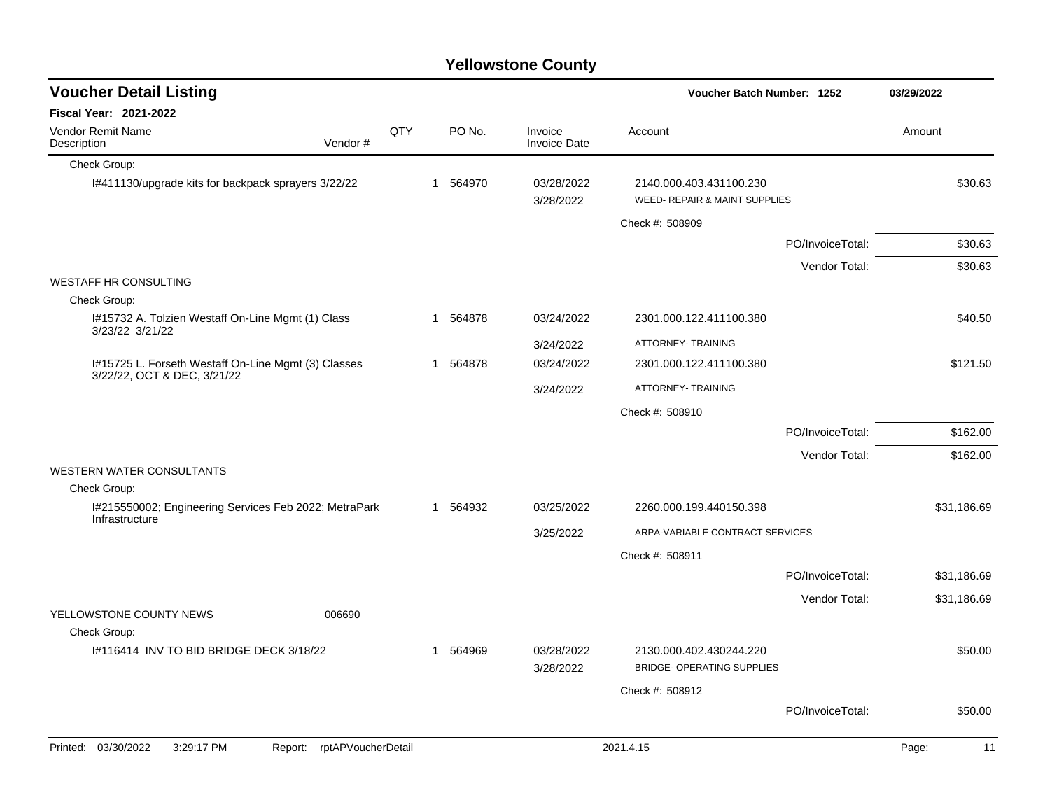# Yellowstone County

## Voucher Detail Listing

**Voucher Batch Number: 1252** — 03/29/2022

**Fiscal Year: 2021-2022**

| Vendor Remit Name / Description | Vendor # | QTY | PO No. | Invoice / Invoice Date | Account | Amount |
|---|---|---|---|---|---|---|
| Check Group: | | | | | | |
| I#411130/upgrade kits for backpack sprayers 3/22/22 | | 1 | 564970 | 03/28/2022 | 2140.000.403.431100.230 | $30.63 |
| | | | | 3/28/2022 | WEED- REPAIR & MAINT SUPPLIES | |
| | | | | | Check #: 508909 | |
| | | | | | PO/InvoiceTotal: | $30.63 |
| | | | | | Vendor Total: | $30.63 |
| WESTAFF HR CONSULTING | | | | | | |
| Check Group: | | | | | | |
| I#15732 A. Tolzien Westaff On-Line Mgmt (1) Class 3/23/22 3/21/22 | | 1 | 564878 | 03/24/2022 | 2301.000.122.411100.380 | $40.50 |
| | | | | 3/24/2022 | ATTORNEY- TRAINING | |
| I#15725 L. Forseth Westaff On-Line Mgmt (3) Classes 3/22/22, OCT & DEC, 3/21/22 | | 1 | 564878 | 03/24/2022 | 2301.000.122.411100.380 | $121.50 |
| | | | | 3/24/2022 | ATTORNEY- TRAINING | |
| | | | | | Check #: 508910 | |
| | | | | | PO/InvoiceTotal: | $162.00 |
| | | | | | Vendor Total: | $162.00 |
| WESTERN WATER CONSULTANTS | | | | | | |
| Check Group: | | | | | | |
| I#215550002; Engineering Services Feb 2022; MetraPark Infrastructure | | 1 | 564932 | 03/25/2022 | 2260.000.199.440150.398 | $31,186.69 |
| | | | | 3/25/2022 | ARPA-VARIABLE CONTRACT SERVICES | |
| | | | | | Check #: 508911 | |
| | | | | | PO/InvoiceTotal: | $31,186.69 |
| | | | | | Vendor Total: | $31,186.69 |
| YELLOWSTONE COUNTY NEWS | 006690 | | | | | |
| Check Group: | | | | | | |
| I#116414 INV TO BID BRIDGE DECK 3/18/22 | | 1 | 564969 | 03/28/2022 | 2130.000.402.430244.220 | $50.00 |
| | | | | 3/28/2022 | BRIDGE- OPERATING SUPPLIES | |
| | | | | | Check #: 508912 | |
| | | | | | PO/InvoiceTotal: | $50.00 |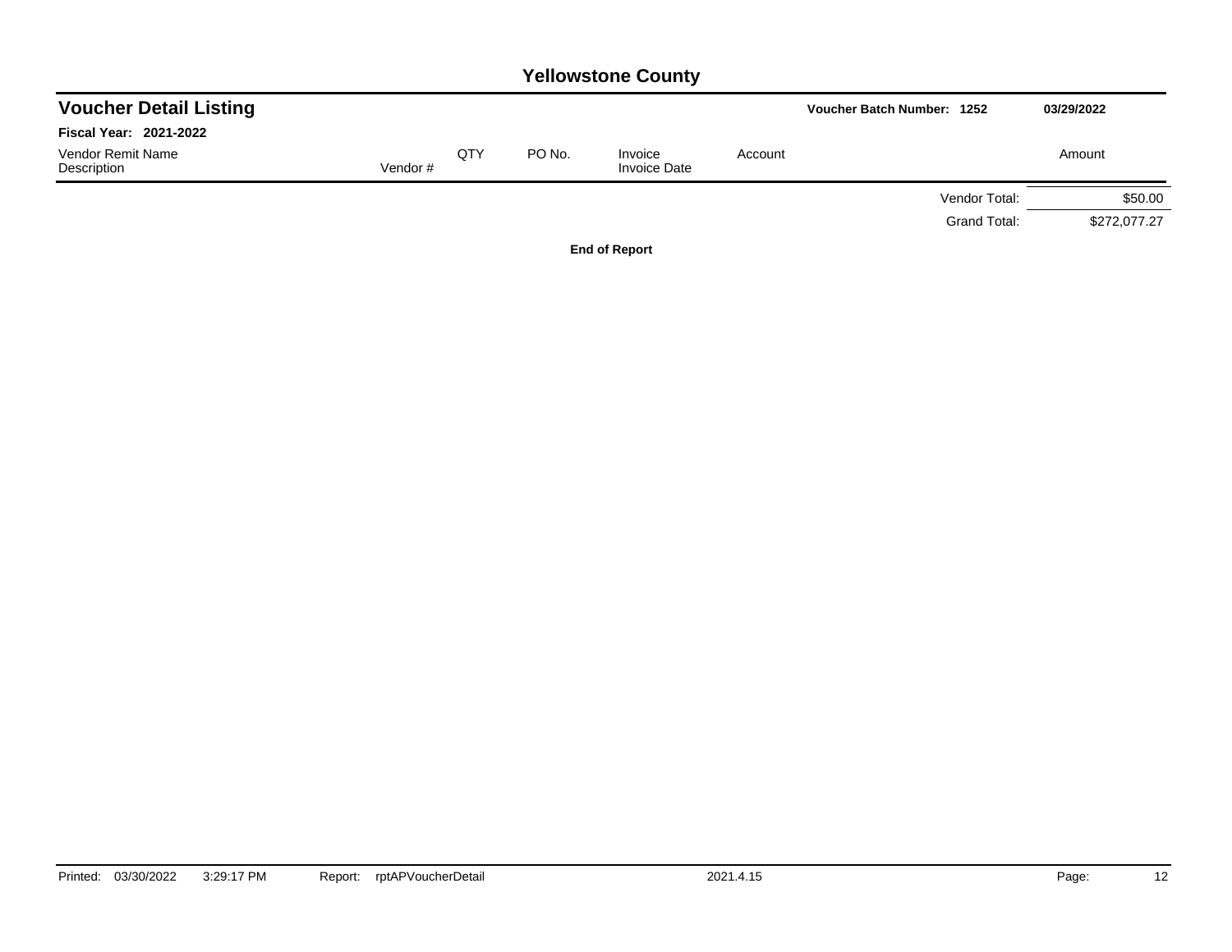# Yellowstone County

## Voucher Detail Listing

**Voucher Batch Number: 1252** **03/29/2022**

**Fiscal Year: 2021-2022**

| Vendor Remit Name Description | Vendor # | QTY | PO No. | Invoice Invoice Date | Account | Amount |
|---|---|---|---|---|---|---|
| | | | | | Vendor Total: | $50.00 |
| | | | | | Grand Total: | $272,077.27 |

**End of Report**

Printed: 03/30/2022 3:29:17 PM Report: rptAPVoucherDetail 2021.4.15